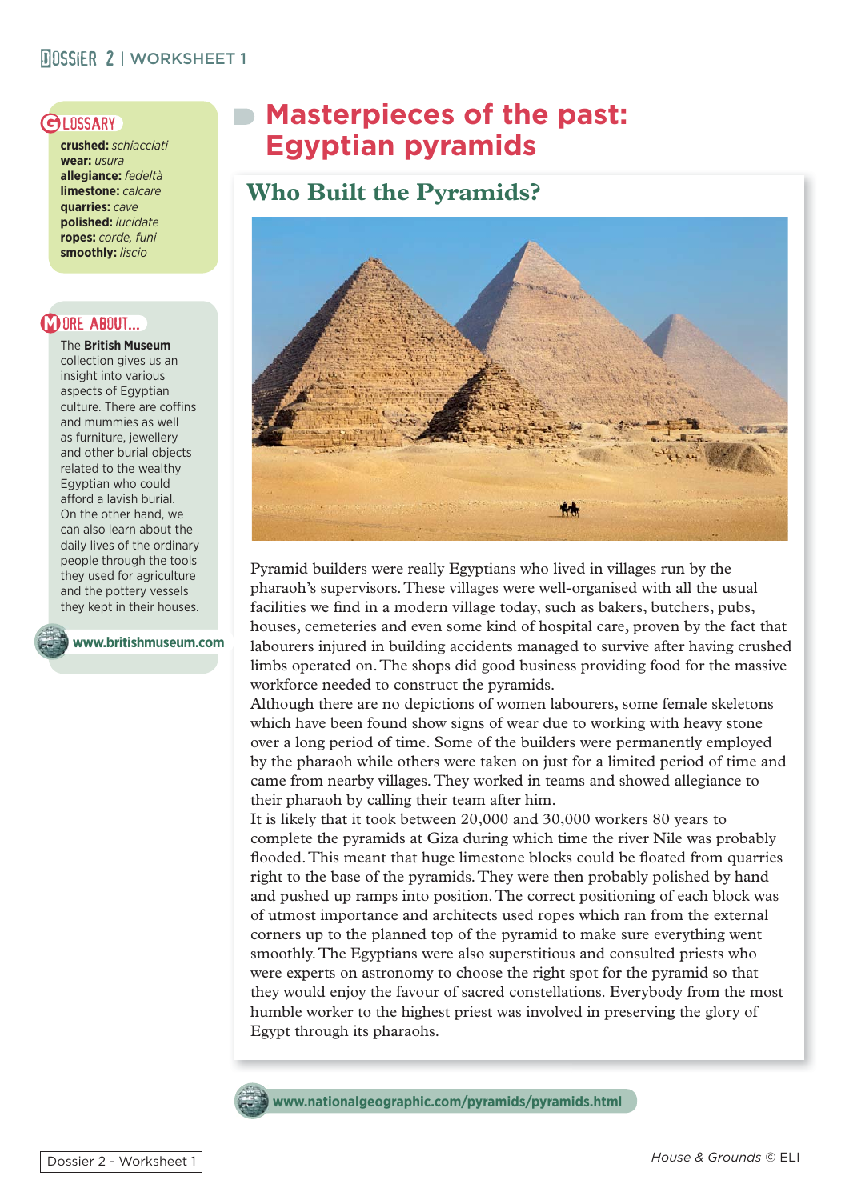# Masterpieces of the past: Egyptian pyramids

## Who Built the Pyramids?

Pyramid builders were really Egyptians who lived in villages run by the pharaoh's supervisors. These villages were well-organised with all the usual facilities we find in a modern village today, such as bakers, butchers, pubs, houses, cemeteries and even some kind of hospital care, proven by the fact that labourers injured in building accidents managed to survive after having crushed limbs operated on. The shops did good business providing food for the massive workforce needed to construct the pyramids.

Although there are no depictions of women labourers, some female skeletons which have been found show signs of wear due to working with heavy stone over a long period of time. Some of the builders were permanently employed by the pharaoh while others were taken on just for a limited period of time and came from nearby villages. They worked in teams and showed allegiance to their pharaoh by calling their team after him.

It is likely that it took between 20,000 and 30,000 workers 80 years to complete the pyramids at Giza during which time the river Nile was probably flooded. This meant that huge limestone blocks could be floated from quarries right to the base of the pyramids. They were then probably polished by hand and pushed up ramps into position. The correct positioning of each block was of utmost importance and architects used ropes which ran from the external corners up to the planned top of the pyramid to make sure everything went smoothly. The Egyptians were also superstitious and consulted priests who were experts on astronomy to choose the right spot for the pyramid so that they would enjoy the favour of sacred constellations. Everybody from the most humble worker to the highest priest was involved in preserving the glory of Egypt through its pharaohs.

www.nationalgeographic.com/pyramids/pyramids.html

### Glossary

**crushed:** *schiacciati*
**wear:** *usura*
**allegiance:** *fedeltà*
**limestone:** *calcare*
**quarries:** *cave*
**polished:** *lucidate*
**ropes:** *corde, funi*
**smoothly:** *liscio*

### More about...

The **British Museum** collection gives us an insight into various aspects of Egyptian culture. There are coffins and mummies as well as furniture, jewellery and other burial objects related to the wealthy Egyptian who could afford a lavish burial. On the other hand, we can also learn about the daily lives of the ordinary people through the tools they used for agriculture and the pottery vessels they kept in their houses.

www.britishmuseum.com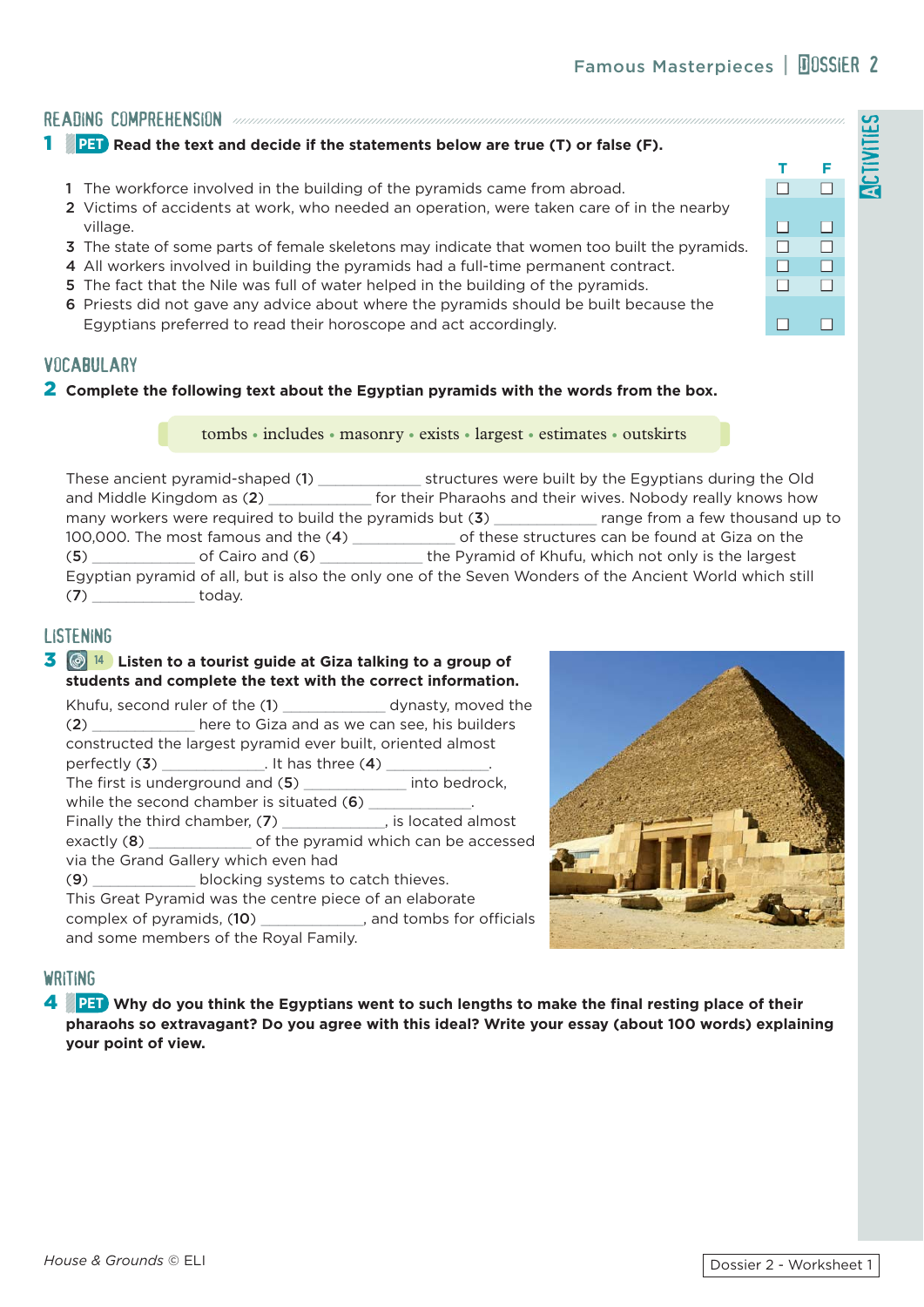## READING COMPREHENSION

**1** PET **Read the text and decide if the statements below are true (T) or false (F).**

| | | T | F |
|---|---|---|---|
| 1 | The workforce involved in the building of the pyramids came from abroad. | ☐ | ☐ |
| 2 | Victims of accidents at work, who needed an operation, were taken care of in the nearby village. | ☐ | ☐ |
| 3 | The state of some parts of female skeletons may indicate that women too built the pyramids. | ☐ | ☐ |
| 4 | All workers involved in building the pyramids had a full-time permanent contract. | ☐ | ☐ |
| 5 | The fact that the Nile was full of water helped in the building of the pyramids. | ☐ | ☐ |
| 6 | Priests did not gave any advice about where the pyramids should be built because the Egyptians preferred to read their horoscope and act accordingly. | ☐ | ☐ |

## VOCABULARY

**2 Complete the following text about the Egyptian pyramids with the words from the box.**

tombs • includes • masonry • exists • largest • estimates • outskirts

These ancient pyramid-shaped **(1)** ____________ structures were built by the Egyptians during the Old and Middle Kingdom as **(2)** ____________ for their Pharaohs and their wives. Nobody really knows how many workers were required to build the pyramids but **(3)** ____________ range from a few thousand up to 100,000. The most famous and the **(4)** ____________ of these structures can be found at Giza on the **(5)** ____________ of Cairo and **(6)** ____________ the Pyramid of Khufu, which not only is the largest Egyptian pyramid of all, but is also the only one of the Seven Wonders of the Ancient World which still **(7)** ____________ today.

## LISTENING

**3** 14 **Listen to a tourist guide at Giza talking to a group of students and complete the text with the correct information.**

Khufu, second ruler of the **(1)** ____________ dynasty, moved the **(2)** ____________ here to Giza and as we can see, his builders constructed the largest pyramid ever built, oriented almost perfectly **(3)** ____________. It has three **(4)** ____________. The first is underground and **(5)** ____________ into bedrock, while the second chamber is situated **(6)** ____________. Finally the third chamber, **(7)** ____________, is located almost exactly **(8)** ____________ of the pyramid which can be accessed via the Grand Gallery which even had **(9)** ____________ blocking systems to catch thieves. This Great Pyramid was the centre piece of an elaborate complex of pyramids, **(10)** ____________, and tombs for officials and some members of the Royal Family.

## WRITING

**4** PET **Why do you think the Egyptians went to such lengths to make the final resting place of their pharaohs so extravagant? Do you agree with this ideal? Write your essay (about 100 words) explaining your point of view.**